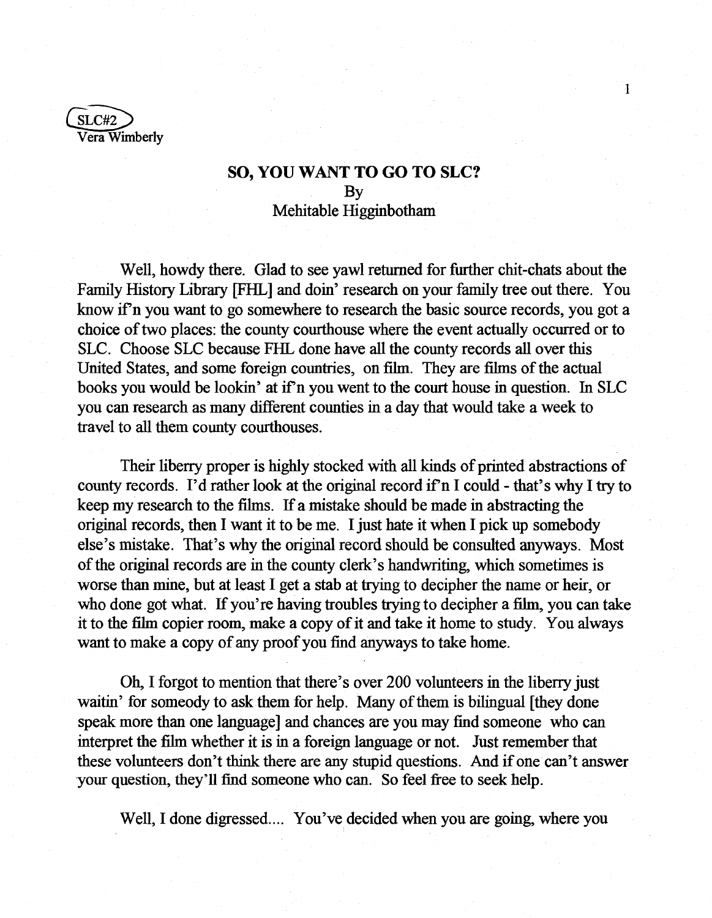SLC#2
Vera Wimberly

## SO, YOU WANT TO GO TO SLC?

By
Mehitable Higginbotham

Well, howdy there. Glad to see yawl returned for further chit-chats about the Family History Library [FHL] and doin' research on your family tree out there. You know if'n you want to go somewhere to research the basic source records, you got a choice of two places: the county courthouse where the event actually occurred or to SLC. Choose SLC because FHL done have all the county records all over this United States, and some foreign countries, on film. They are films of the actual books you would be lookin' at if'n you went to the court house in question. In SLC you can research as many different counties in a day that would take a week to travel to all them county courthouses.

Their liberry proper is highly stocked with all kinds of printed abstractions of county records. I'd rather look at the original record if'n I could - that's why I try to keep my research to the films. If a mistake should be made in abstracting the original records, then I want it to be me. I just hate it when I pick up somebody else's mistake. That's why the original record should be consulted anyways. Most of the original records are in the county clerk's handwriting, which sometimes is worse than mine, but at least I get a stab at trying to decipher the name or heir, or who done got what. If you're having troubles trying to decipher a film, you can take it to the film copier room, make a copy of it and take it home to study. You always want to make a copy of any proof you find anyways to take home.

Oh, I forgot to mention that there's over 200 volunteers in the liberry just waitin' for someody to ask them for help. Many of them is bilingual [they done speak more than one language] and chances are you may find someone who can interpret the film whether it is in a foreign language or not. Just remember that these volunteers don't think there are any stupid questions. And if one can't answer your question, they'll find someone who can. So feel free to seek help.

Well, I done digressed.... You've decided when you are going, where you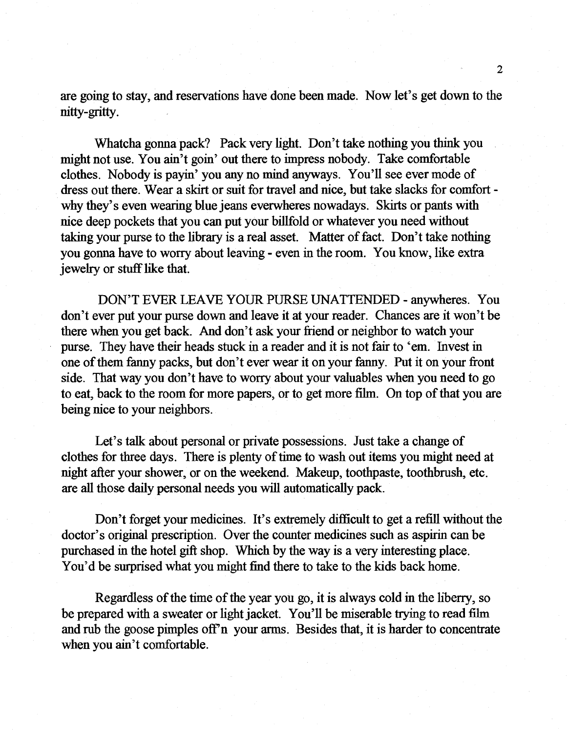are going to stay, and reservations have done been made. Now let's get down to the nitty-gritty.

Whatcha gonna pack? Pack very light. Don't take nothing you think you might not use. You ain't goin' out there to impress nobody. Take comfortable clothes. Nobody is payin' you any no mind anyways. You'll see ever mode of dress out there. Wear a skirt or suit for travel and nice, but take slacks for comfort - why they's even wearing blue jeans everwheres nowadays. Skirts or pants with nice deep pockets that you can put your billfold or whatever you need without taking your purse to the library is a real asset. Matter of fact. Don't take nothing you gonna have to worry about leaving - even in the room. You know, like extra jewelry or stuff like that.

DON'T EVER LEAVE YOUR PURSE UNATTENDED - anywheres. You don't ever put your purse down and leave it at your reader. Chances are it won't be there when you get back. And don't ask your friend or neighbor to watch your purse. They have their heads stuck in a reader and it is not fair to 'em. Invest in one of them fanny packs, but don't ever wear it on your fanny. Put it on your front side. That way you don't have to worry about your valuables when you need to go to eat, back to the room for more papers, or to get more film. On top of that you are being nice to your neighbors.

Let's talk about personal or private possessions. Just take a change of clothes for three days. There is plenty of time to wash out items you might need at night after your shower, or on the weekend. Makeup, toothpaste, toothbrush, etc. are all those daily personal needs you will automatically pack.

Don't forget your medicines. It's extremely difficult to get a refill without the doctor's original prescription. Over the counter medicines such as aspirin can be purchased in the hotel gift shop. Which by the way is a very interesting place. You'd be surprised what you might find there to take to the kids back home.

Regardless of the time of the year you go, it is always cold in the liberry, so be prepared with a sweater or light jacket. You'll be miserable trying to read film and rub the goose pimples off'n your arms. Besides that, it is harder to concentrate when you ain't comfortable.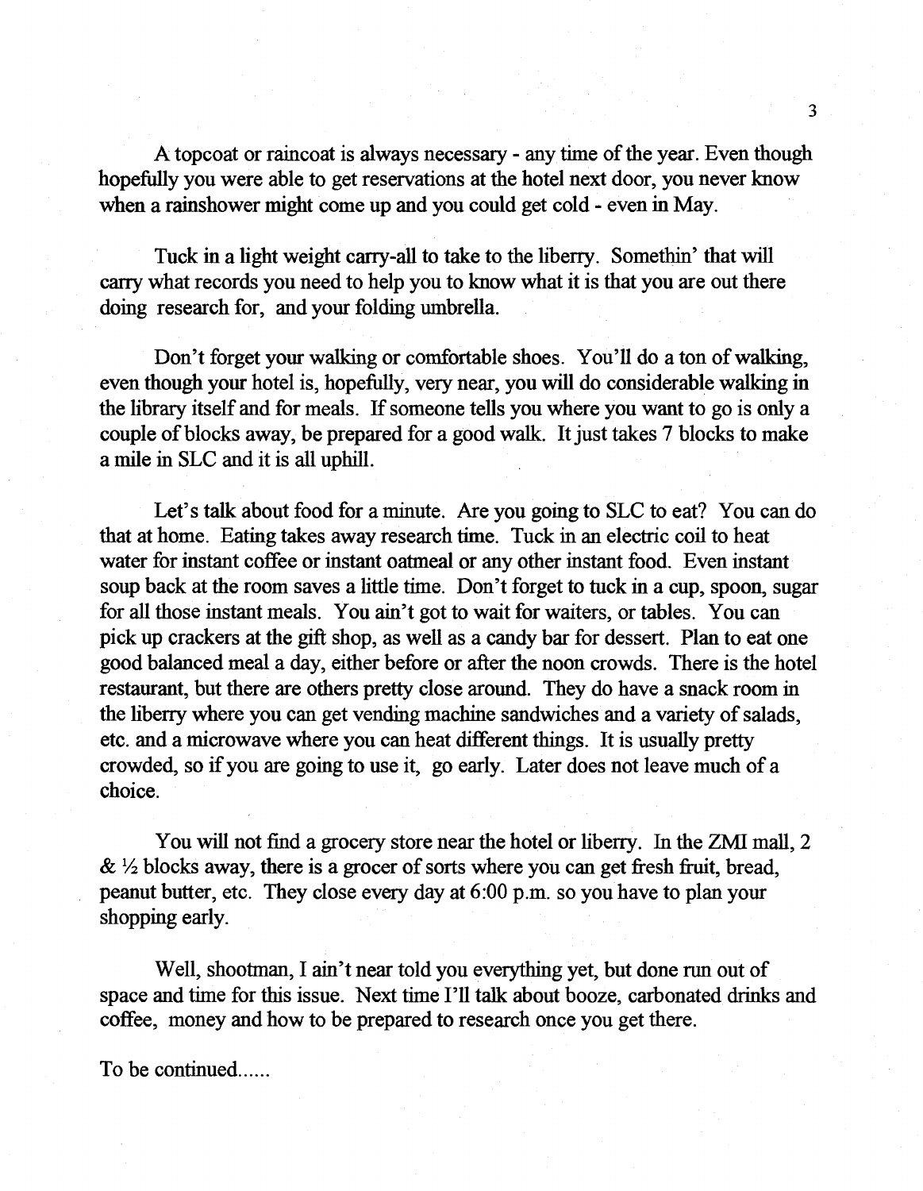A topcoat or raincoat is always necessary - any time of the year. Even though hopefully you were able to get reservations at the hotel next door, you never know when a rainshower might come up and you could get cold - even in May.

Tuck in a light weight carry-all to take to the liberry. Somethin' that will carry what records you need to help you to know what it is that you are out there doing research for, and your folding umbrella.

Don't forget your walking or comfortable shoes. You'll do a ton of walking, even though your hotel is, hopefully, very near, you will do considerable walking in the library itself and for meals. If someone tells you where you want to go is only a couple of blocks away, be prepared for a good walk. It just takes 7 blocks to make a mile in SLC and it is all uphill.

Let's talk about food for a minute. Are you going to SLC to eat? You can do that at home. Eating takes away research time. Tuck in an electric coil to heat water for instant coffee or instant oatmeal or any other instant food. Even instant soup back at the room saves a little time. Don't forget to tuck in a cup, spoon, sugar for all those instant meals. You ain't got to wait for waiters, or tables. You can pick up crackers at the gift shop, as well as a candy bar for dessert. Plan to eat one good balanced meal a day, either before or after the noon crowds. There is the hotel restaurant, but there are others pretty close around. They do have a snack room in the liberry where you can get vending machine sandwiches and a variety of salads, etc. and a microwave where you can heat different things. It is usually pretty crowded, so if you are going to use it, go early. Later does not leave much of a choice.

You will not find a grocery store near the hotel or liberry. In the ZMI mall, 2 & ½ blocks away, there is a grocer of sorts where you can get fresh fruit, bread, peanut butter, etc. They close every day at 6:00 p.m. so you have to plan your shopping early.

Well, shootman, I ain't near told you everything yet, but done run out of space and time for this issue. Next time I'll talk about booze, carbonated drinks and coffee, money and how to be prepared to research once you get there.

To be continued......